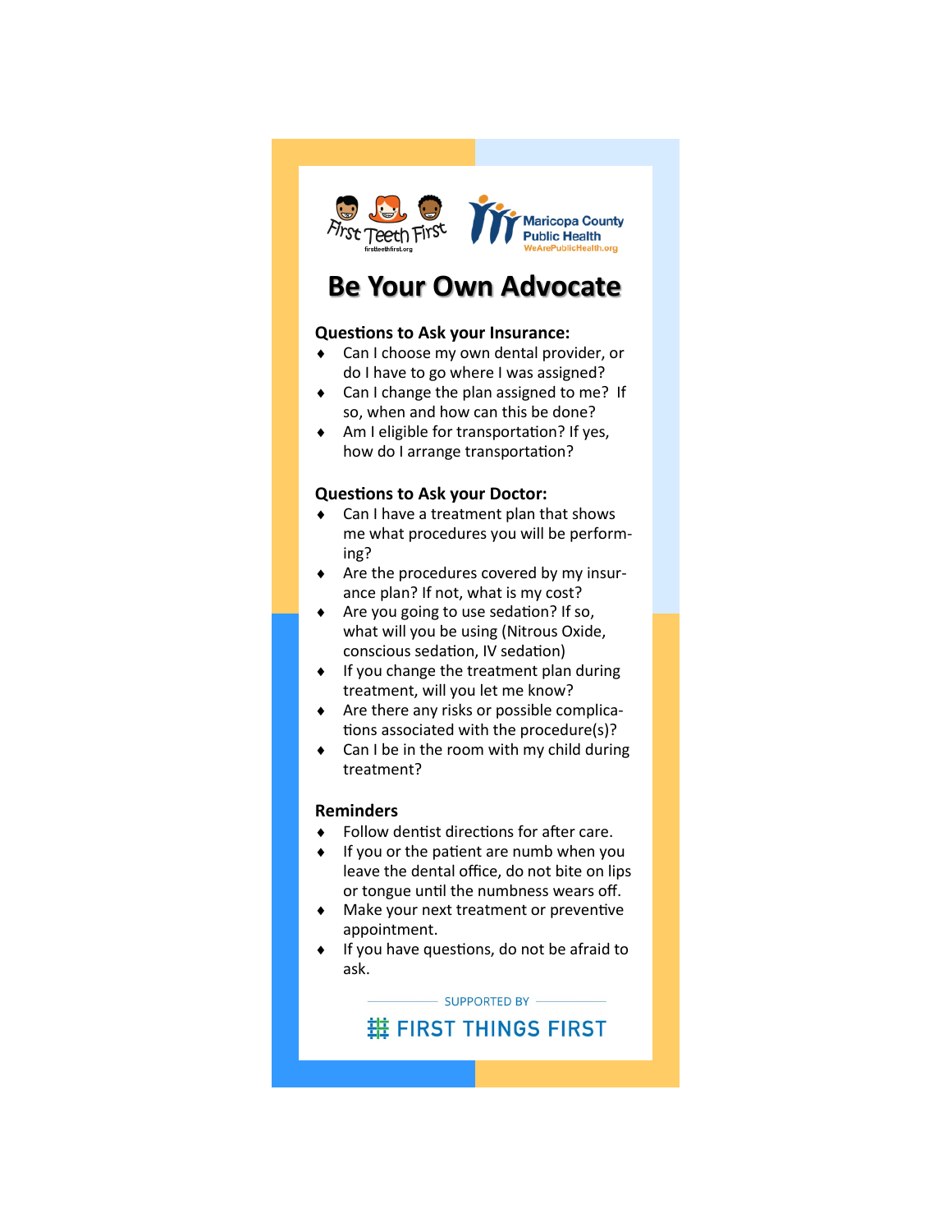First Teeth First
firstteethfirst.org

Maricopa County Public Health
WeArePublicHealth.org

# Be Your Own Advocate

**Questions to Ask your Insurance:**

- Can I choose my own dental provider, or do I have to go where I was assigned?
- Can I change the plan assigned to me? If so, when and how can this be done?
- Am I eligible for transportation? If yes, how do I arrange transportation?

**Questions to Ask your Doctor:**

- Can I have a treatment plan that shows me what procedures you will be performing?
- Are the procedures covered by my insurance plan? If not, what is my cost?
- Are you going to use sedation? If so, what will you be using (Nitrous Oxide, conscious sedation, IV sedation)
- If you change the treatment plan during treatment, will you let me know?
- Are there any risks or possible complications associated with the procedure(s)?
- Can I be in the room with my child during treatment?

**Reminders**

- Follow dentist directions for after care.
- If you or the patient are numb when you leave the dental office, do not bite on lips or tongue until the numbness wears off.
- Make your next treatment or preventive appointment.
- If you have questions, do not be afraid to ask.

SUPPORTED BY

FIRST THINGS FIRST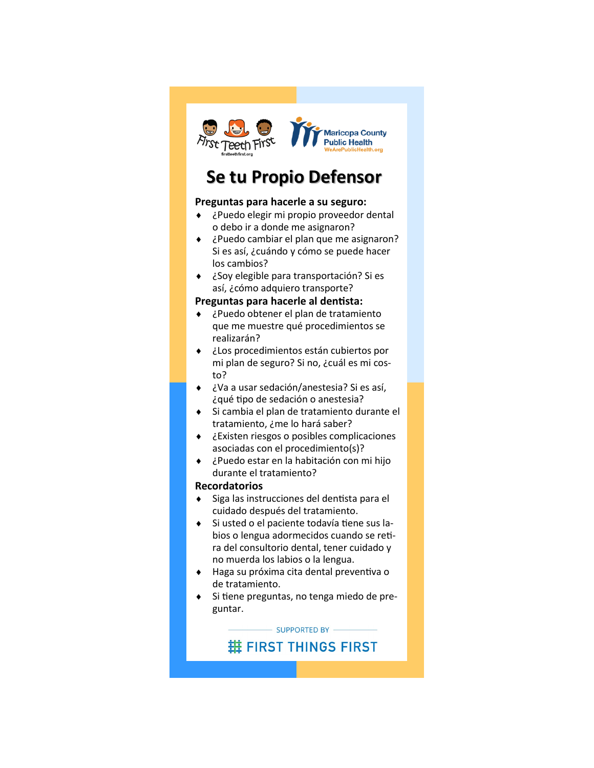First Teeth First
firstteethfirst.org

Maricopa County Public Health
WeArePublicHealth.org

# Se tu Propio Defensor

**Preguntas para hacerle a su seguro:**

- ¿Puedo elegir mi propio proveedor dental o debo ir a donde me asignaron?
- ¿Puedo cambiar el plan que me asignaron? Si es así, ¿cuándo y cómo se puede hacer los cambios?
- ¿Soy elegible para transportación? Si es así, ¿cómo adquiero transporte?

**Preguntas para hacerle al dentista:**

- ¿Puedo obtener el plan de tratamiento que me muestre qué procedimientos se realizarán?
- ¿Los procedimientos están cubiertos por mi plan de seguro? Si no, ¿cuál es mi costo?
- ¿Va a usar sedación/anestesia? Si es así, ¿qué tipo de sedación o anestesia?
- Si cambia el plan de tratamiento durante el tratamiento, ¿me lo hará saber?
- ¿Existen riesgos o posibles complicaciones asociadas con el procedimiento(s)?
- ¿Puedo estar en la habitación con mi hijo durante el tratamiento?

**Recordatorios**

- Siga las instrucciones del dentista para el cuidado después del tratamiento.
- Si usted o el paciente todavía tiene sus labios o lengua adormecidos cuando se retira del consultorio dental, tener cuidado y no muerda los labios o la lengua.
- Haga su próxima cita dental preventiva o de tratamiento.
- Si tiene preguntas, no tenga miedo de preguntar.

SUPPORTED BY

FIRST THINGS FIRST